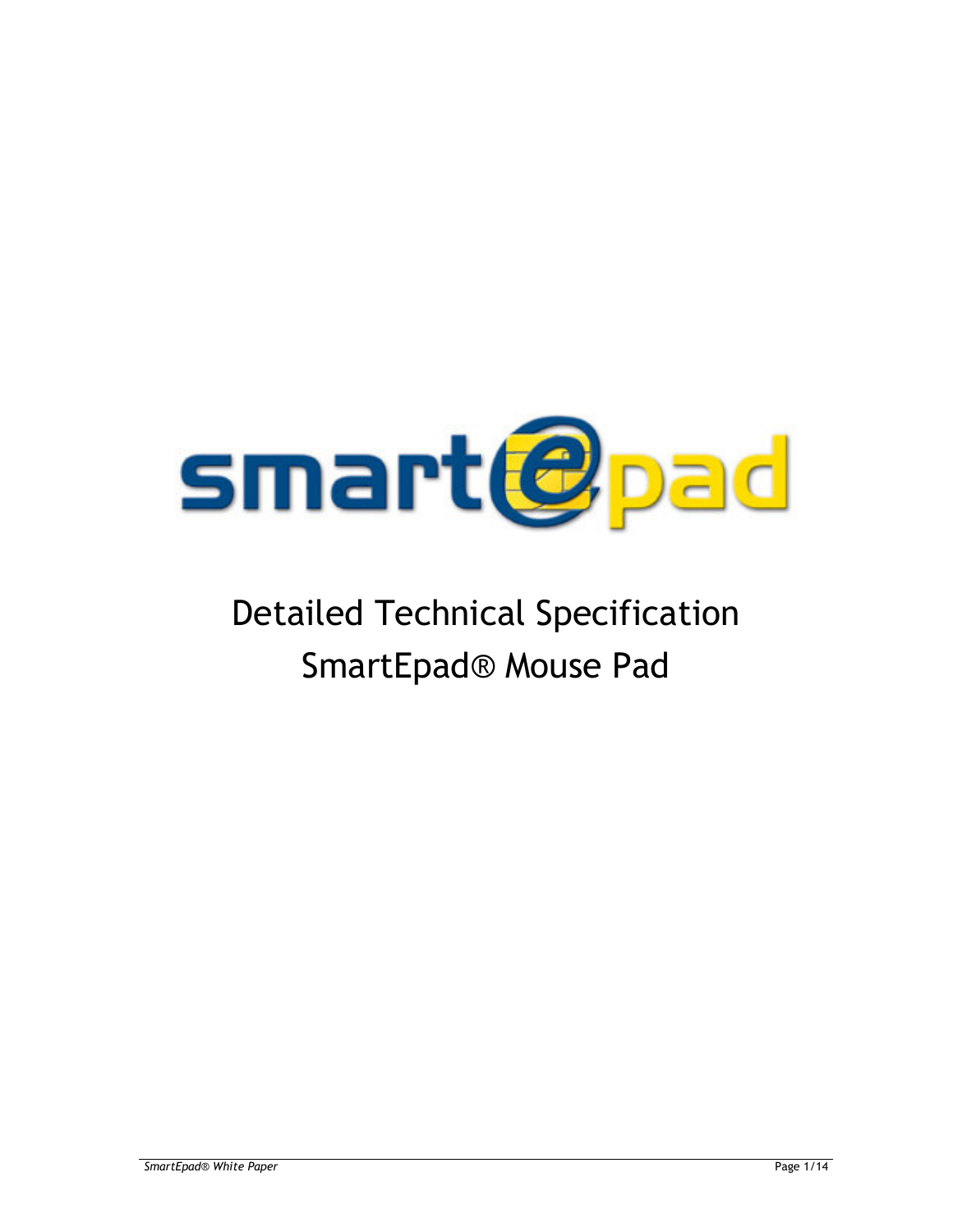smart@pad

# Detailed Technical Specification

# SmartEpad® Mouse Pad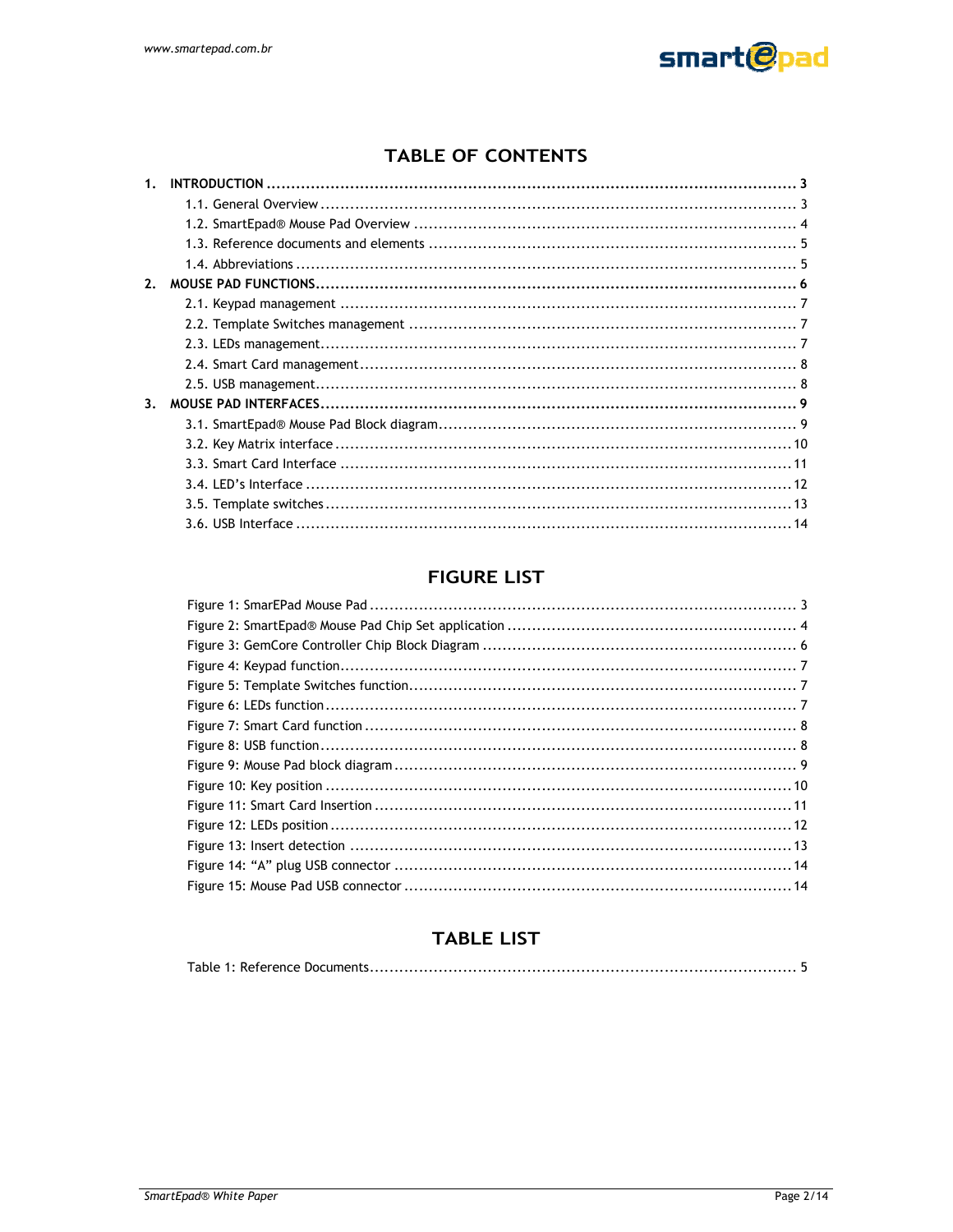# TABLE OF CONTENTS

**1. INTRODUCTION ............................................................ 3**

- 1.1. General Overview ............................................................ 3
- 1.2. SmartEpad® Mouse Pad Overview ............................................................ 4
- 1.3. Reference documents and elements ............................................................ 5
- 1.4. Abbreviations ............................................................ 5

**2. MOUSE PAD FUNCTIONS ............................................................ 6**

- 2.1. Keypad management ............................................................ 7
- 2.2. Template Switches management ............................................................ 7
- 2.3. LEDs management ............................................................ 7
- 2.4. Smart Card management ............................................................ 8
- 2.5. USB management ............................................................ 8

**3. MOUSE PAD INTERFACES ............................................................ 9**

- 3.1. SmartEpad® Mouse Pad Block diagram ............................................................ 9
- 3.2. Key Matrix interface ............................................................ 10
- 3.3. Smart Card Interface ............................................................ 11
- 3.4. LED's Interface ............................................................ 12
- 3.5. Template switches ............................................................ 13
- 3.6. USB Interface ............................................................ 14

# FIGURE LIST

- Figure 1: SmarEPad Mouse Pad ............................................................ 3
- Figure 2: SmartEpad® Mouse Pad Chip Set application ............................................................ 4
- Figure 3: GemCore Controller Chip Block Diagram ............................................................ 6
- Figure 4: Keypad function ............................................................ 7
- Figure 5: Template Switches function ............................................................ 7
- Figure 6: LEDs function ............................................................ 7
- Figure 7: Smart Card function ............................................................ 8
- Figure 8: USB function ............................................................ 8
- Figure 9: Mouse Pad block diagram ............................................................ 9
- Figure 10: Key position ............................................................ 10
- Figure 11: Smart Card Insertion ............................................................ 11
- Figure 12: LEDs position ............................................................ 12
- Figure 13: Insert detection ............................................................ 13
- Figure 14: "A" plug USB connector ............................................................ 14
- Figure 15: Mouse Pad USB connector ............................................................ 14

# TABLE LIST

- Table 1: Reference Documents ............................................................ 5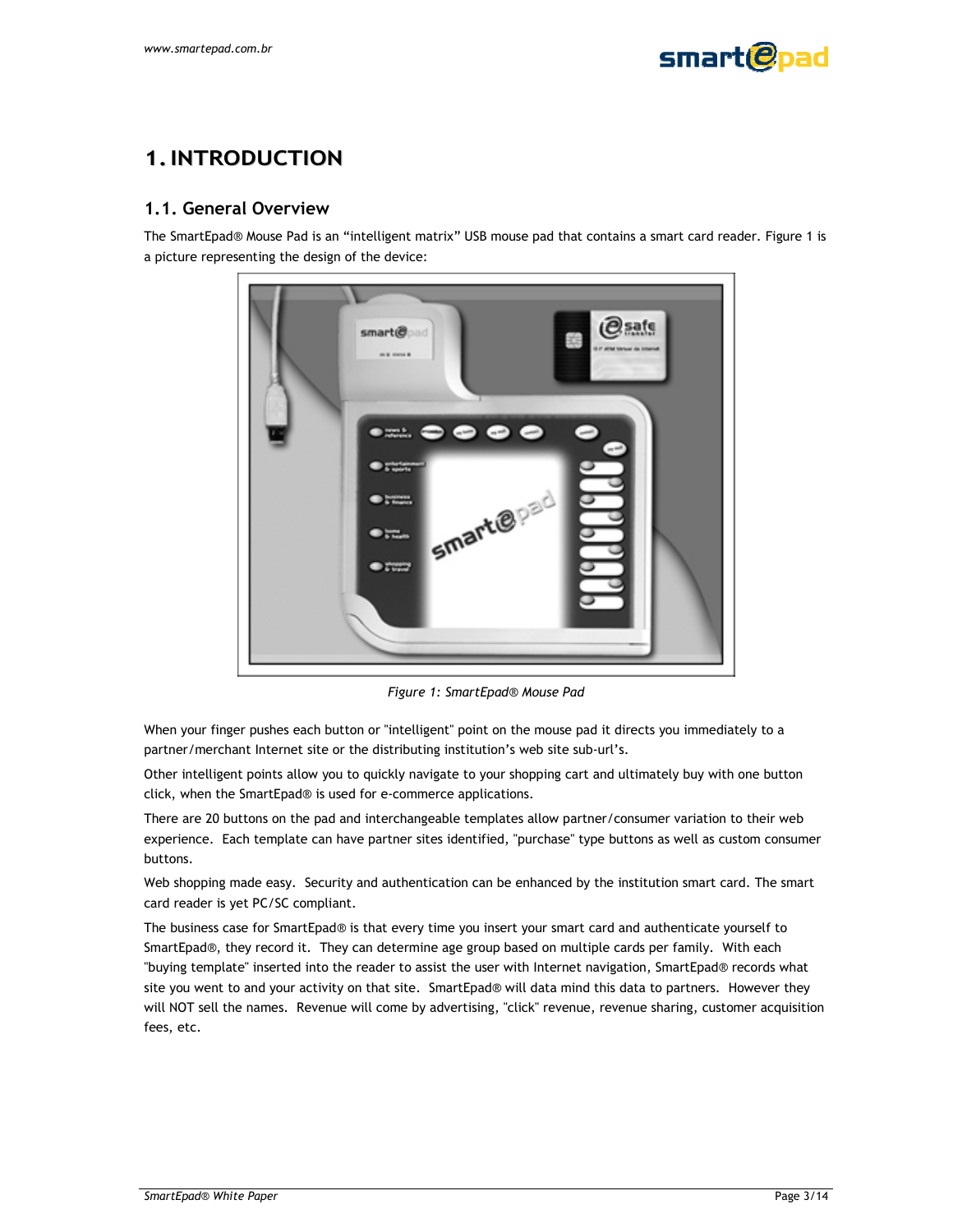# 1. INTRODUCTION

## 1.1. General Overview

The SmartEpad® Mouse Pad is an "intelligent matrix" USB mouse pad that contains a smart card reader. Figure 1 is a picture representing the design of the device:

*Figure 1: SmartEpad® Mouse Pad*

When your finger pushes each button or "intelligent" point on the mouse pad it directs you immediately to a partner/merchant Internet site or the distributing institution's web site sub-url's.

Other intelligent points allow you to quickly navigate to your shopping cart and ultimately buy with one button click, when the SmartEpad® is used for e-commerce applications.

There are 20 buttons on the pad and interchangeable templates allow partner/consumer variation to their web experience. Each template can have partner sites identified, "purchase" type buttons as well as custom consumer buttons.

Web shopping made easy. Security and authentication can be enhanced by the institution smart card. The smart card reader is yet PC/SC compliant.

The business case for SmartEpad® is that every time you insert your smart card and authenticate yourself to SmartEpad®, they record it. They can determine age group based on multiple cards per family. With each "buying template" inserted into the reader to assist the user with Internet navigation, SmartEpad® records what site you went to and your activity on that site. SmartEpad® will data mind this data to partners. However they will NOT sell the names. Revenue will come by advertising, "click" revenue, revenue sharing, customer acquisition fees, etc.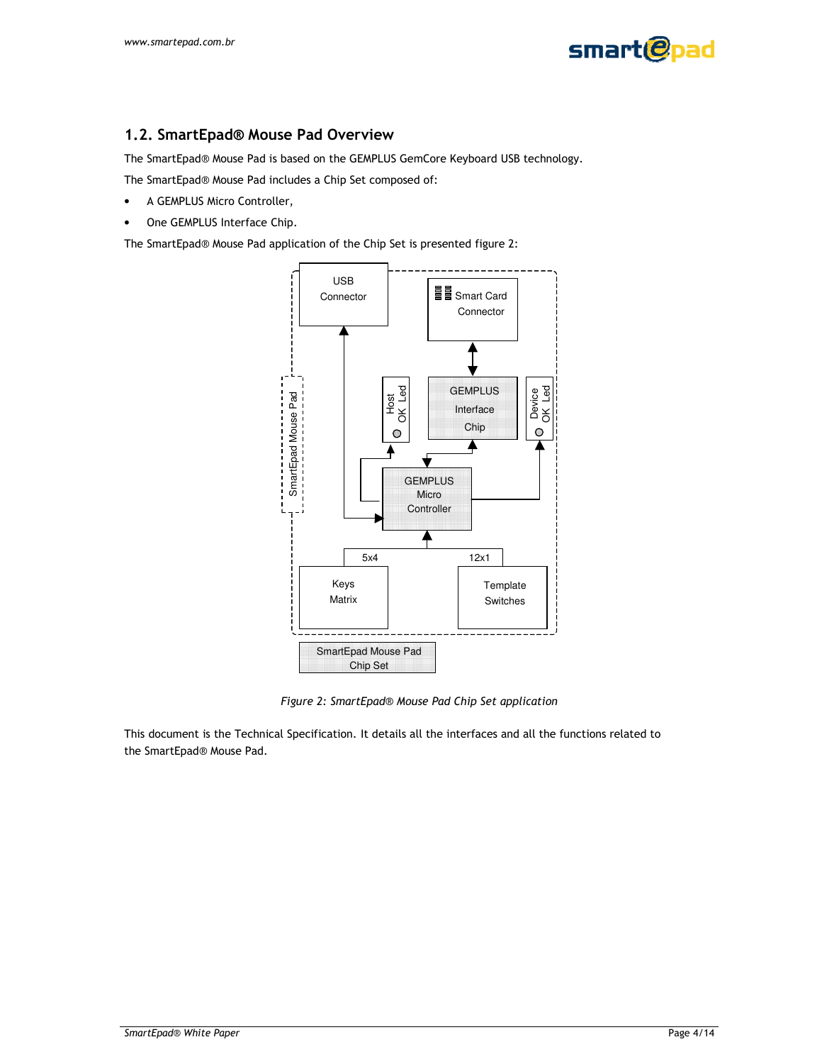## 1.2. SmartEpad® Mouse Pad Overview

The SmartEpad® Mouse Pad is based on the GEMPLUS GemCore Keyboard USB technology.

The SmartEpad® Mouse Pad includes a Chip Set composed of:

- A GEMPLUS Micro Controller,
- One GEMPLUS Interface Chip.

The SmartEpad® Mouse Pad application of the Chip Set is presented figure 2:

*Figure 2: SmartEpad® Mouse Pad Chip Set application*

This document is the Technical Specification. It details all the interfaces and all the functions related to the SmartEpad® Mouse Pad.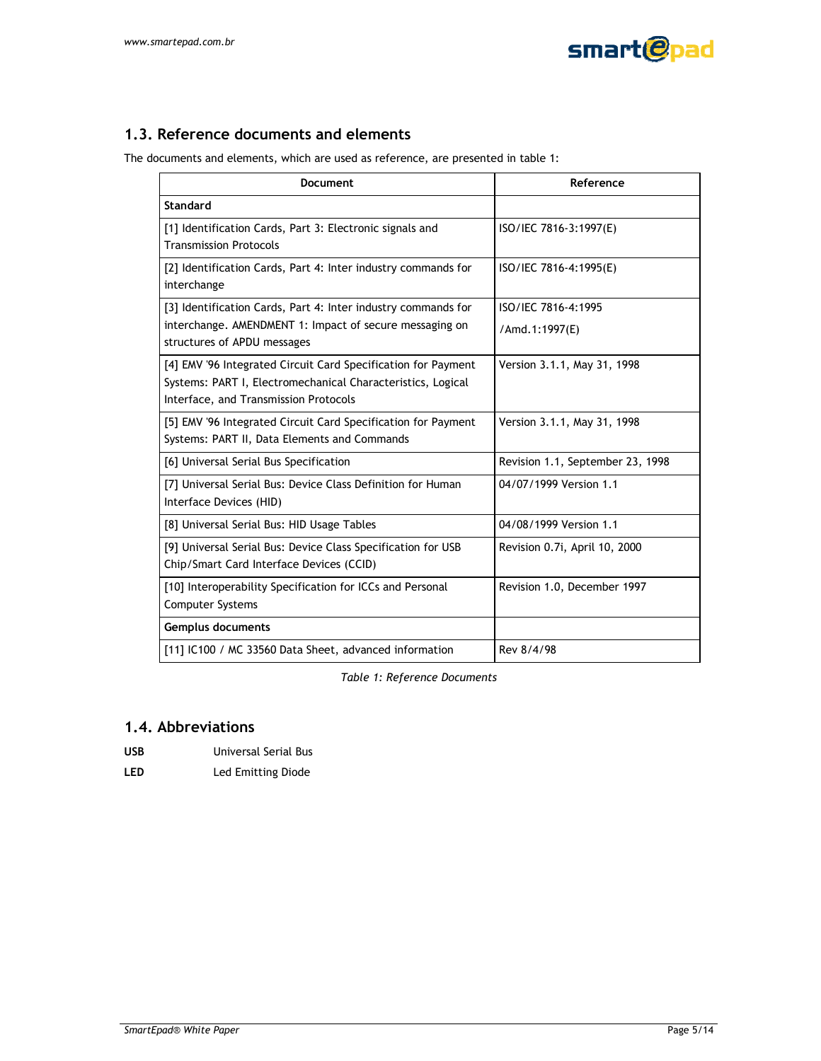## 1.3. Reference documents and elements

The documents and elements, which are used as reference, are presented in table 1:

| Document | Reference |
|---|---|
| **Standard** | |
| [1] Identification Cards, Part 3: Electronic signals and Transmission Protocols | ISO/IEC 7816-3:1997(E) |
| [2] Identification Cards, Part 4: Inter industry commands for interchange | ISO/IEC 7816-4:1995(E) |
| [3] Identification Cards, Part 4: Inter industry commands for interchange. AMENDMENT 1: Impact of secure messaging on structures of APDU messages | ISO/IEC 7816-4:1995 /Amd.1:1997(E) |
| [4] EMV '96 Integrated Circuit Card Specification for Payment Systems: PART I, Electromechanical Characteristics, Logical Interface, and Transmission Protocols | Version 3.1.1, May 31, 1998 |
| [5] EMV '96 Integrated Circuit Card Specification for Payment Systems: PART II, Data Elements and Commands | Version 3.1.1, May 31, 1998 |
| [6] Universal Serial Bus Specification | Revision 1.1, September 23, 1998 |
| [7] Universal Serial Bus: Device Class Definition for Human Interface Devices (HID) | 04/07/1999 Version 1.1 |
| [8] Universal Serial Bus: HID Usage Tables | 04/08/1999 Version 1.1 |
| [9] Universal Serial Bus: Device Class Specification for USB Chip/Smart Card Interface Devices (CCID) | Revision 0.7i, April 10, 2000 |
| [10] Interoperability Specification for ICCs and Personal Computer Systems | Revision 1.0, December 1997 |
| **Gemplus documents** | |
| [11] IC100 / MC 33560 Data Sheet, advanced information | Rev 8/4/98 |

*Table 1: Reference Documents*

## 1.4. Abbreviations

**USB** Universal Serial Bus

**LED** Led Emitting Diode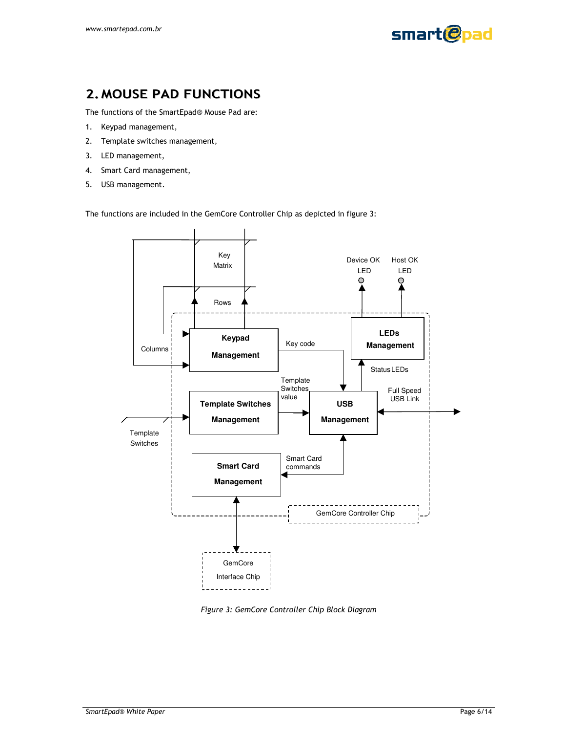# 2. MOUSE PAD FUNCTIONS

The functions of the SmartEpad® Mouse Pad are:

1. Keypad management,
2. Template switches management,
3. LED management,
4. Smart Card management,
5. USB management.

The functions are included in the GemCore Controller Chip as depicted in figure 3:

*Figure 3: GemCore Controller Chip Block Diagram*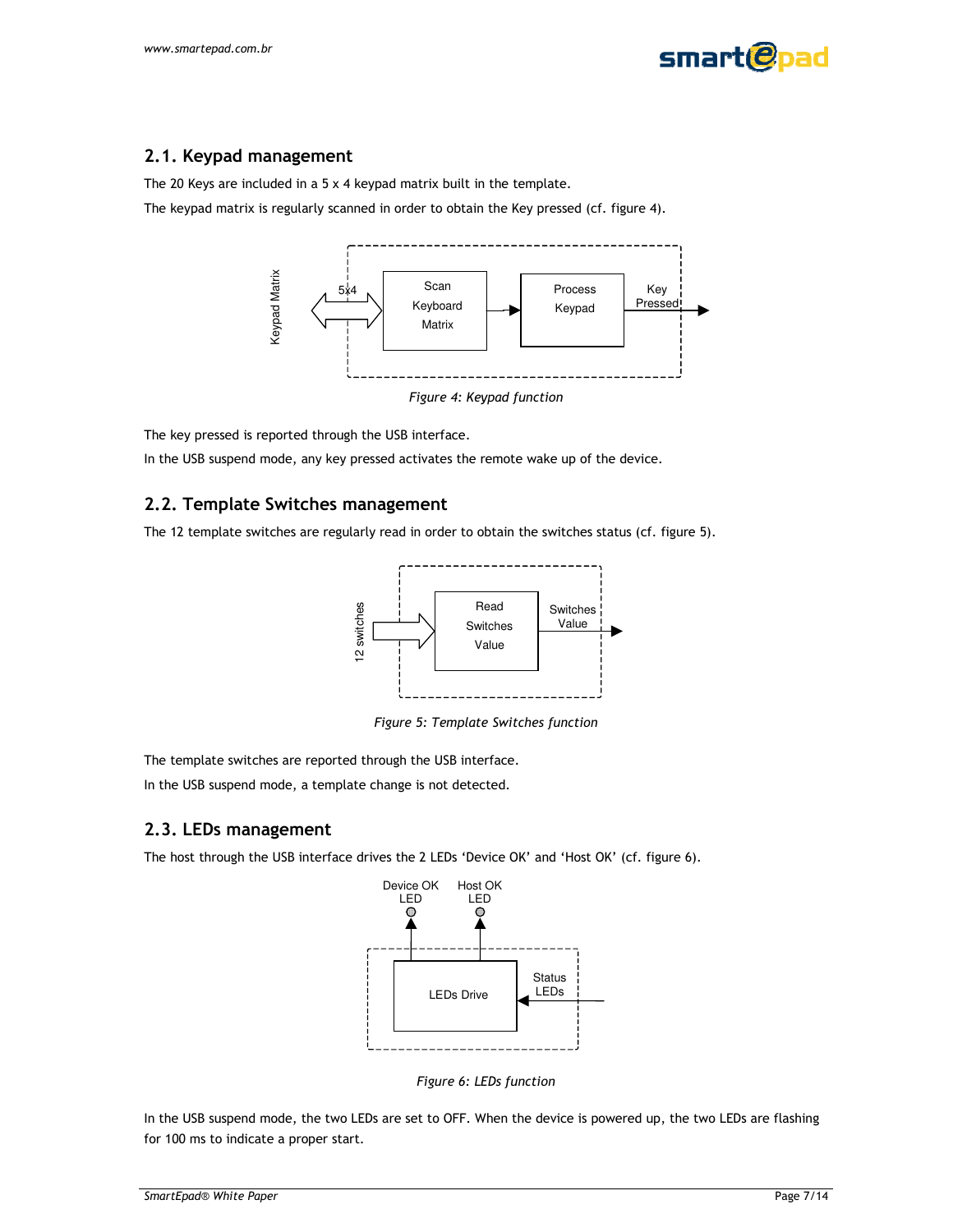## 2.1. Keypad management

The 20 Keys are included in a 5 x 4 keypad matrix built in the template.

The keypad matrix is regularly scanned in order to obtain the Key pressed (cf. figure 4).

*Figure 4: Keypad function*

The key pressed is reported through the USB interface.

In the USB suspend mode, any key pressed activates the remote wake up of the device.

## 2.2. Template Switches management

The 12 template switches are regularly read in order to obtain the switches status (cf. figure 5).

*Figure 5: Template Switches function*

The template switches are reported through the USB interface.

In the USB suspend mode, a template change is not detected.

## 2.3. LEDs management

The host through the USB interface drives the 2 LEDs 'Device OK' and 'Host OK' (cf. figure 6).

*Figure 6: LEDs function*

In the USB suspend mode, the two LEDs are set to OFF. When the device is powered up, the two LEDs are flashing for 100 ms to indicate a proper start.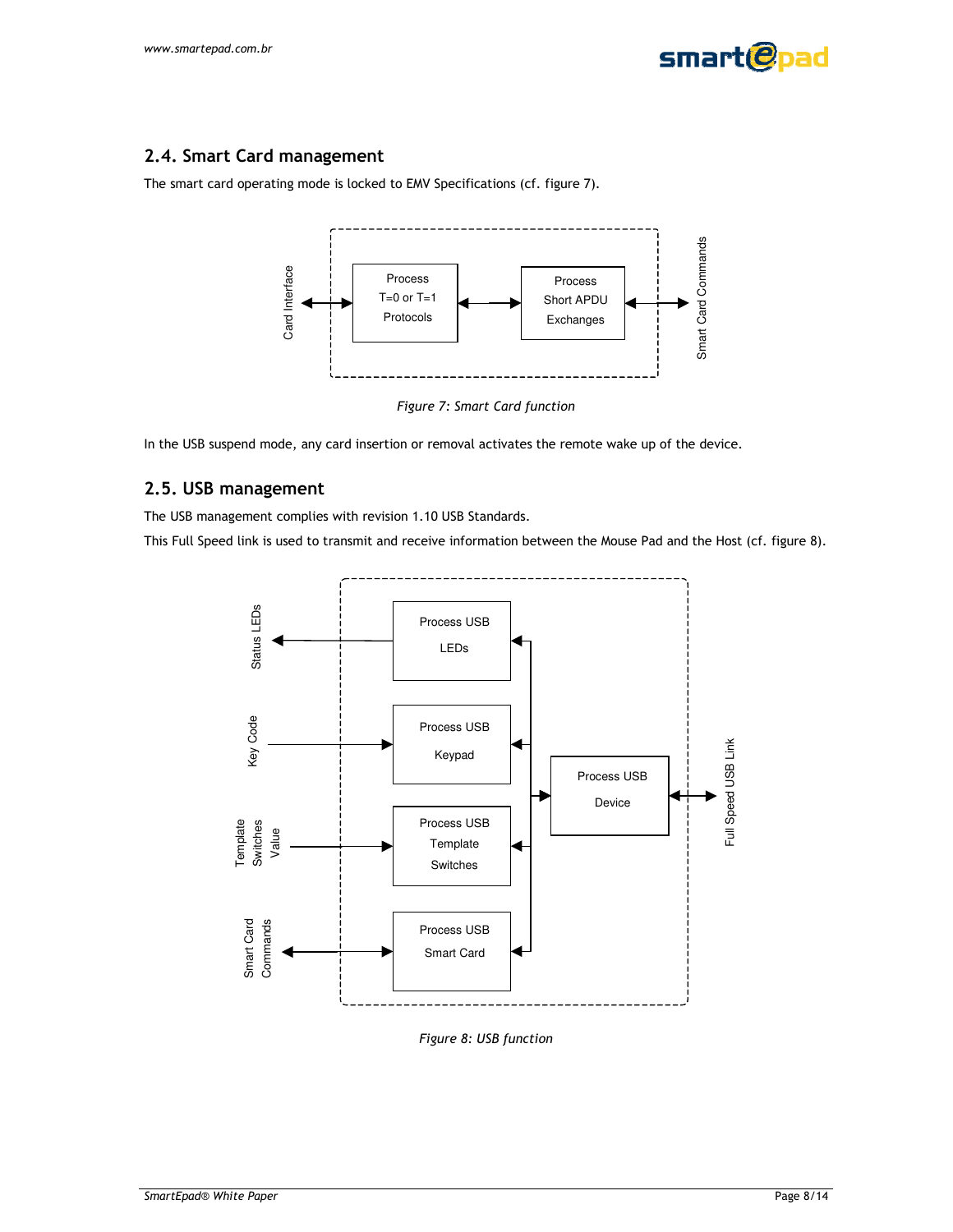## 2.4. Smart Card management

The smart card operating mode is locked to EMV Specifications (cf. figure 7).

*Figure 7: Smart Card function*

In the USB suspend mode, any card insertion or removal activates the remote wake up of the device.

## 2.5. USB management

The USB management complies with revision 1.10 USB Standards.

This Full Speed link is used to transmit and receive information between the Mouse Pad and the Host (cf. figure 8).

*Figure 8: USB function*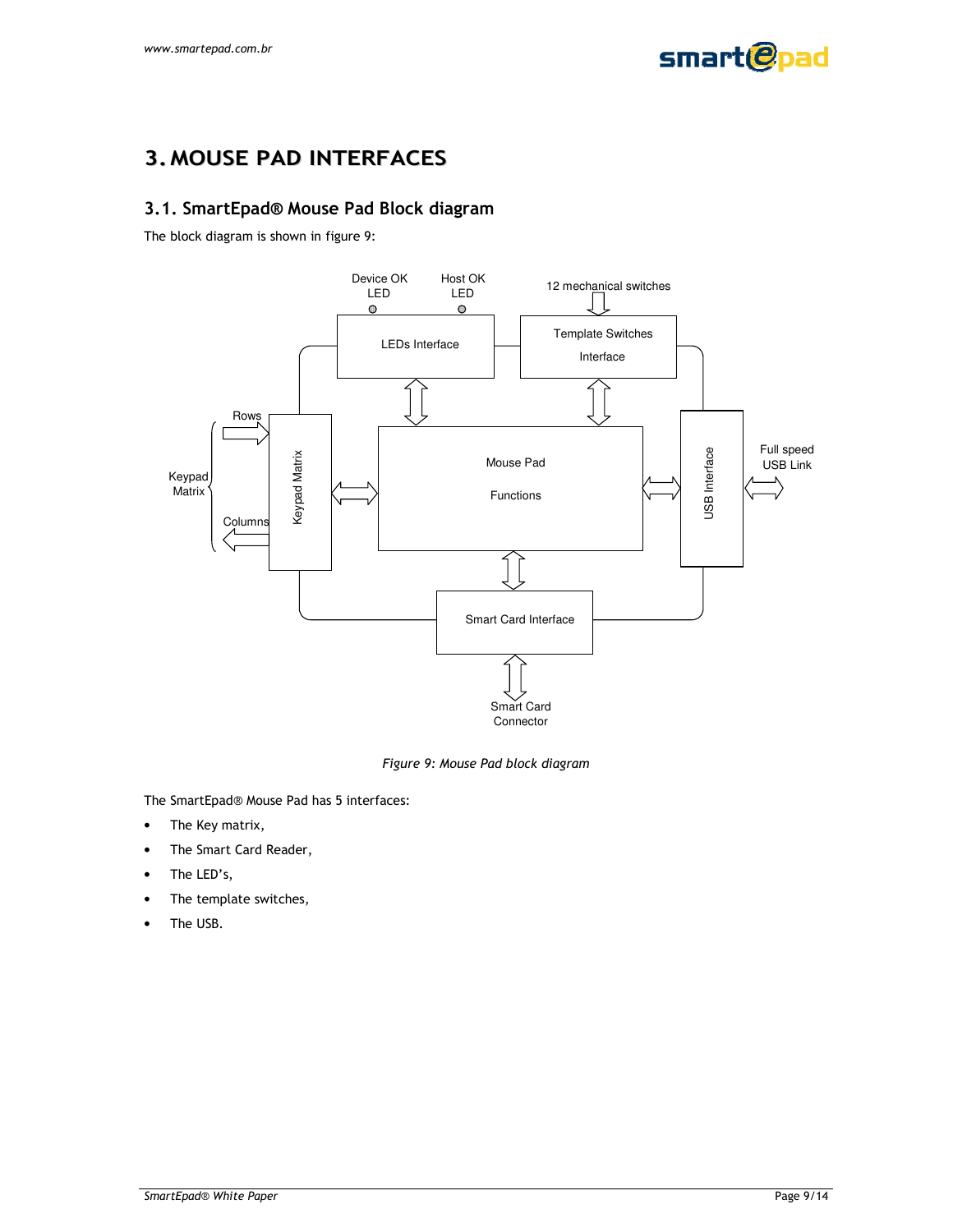# 3. MOUSE PAD INTERFACES

## 3.1. SmartEpad® Mouse Pad Block diagram

The block diagram is shown in figure 9:

*Figure 9: Mouse Pad block diagram*

The SmartEpad® Mouse Pad has 5 interfaces:

- The Key matrix,
- The Smart Card Reader,
- The LED's,
- The template switches,
- The USB.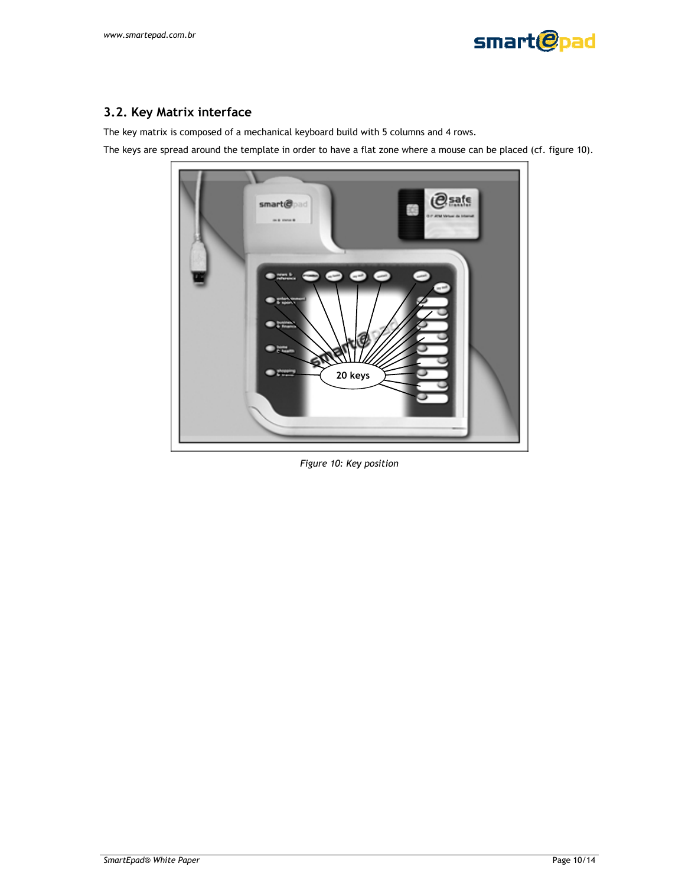## 3.2. Key Matrix interface

The key matrix is composed of a mechanical keyboard build with 5 columns and 4 rows.

The keys are spread around the template in order to have a flat zone where a mouse can be placed (cf. figure 10).

*Figure 10: Key position*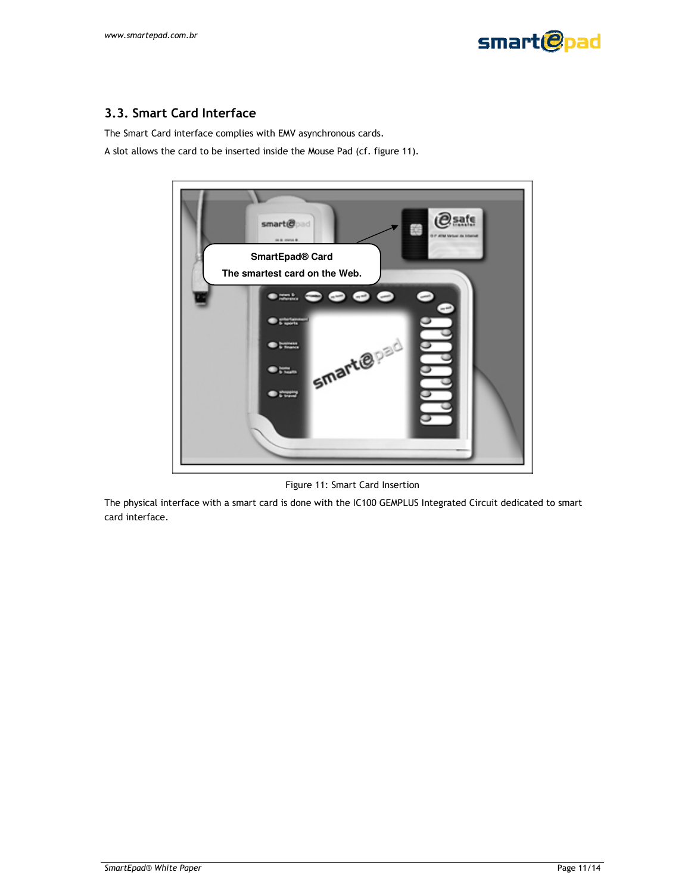## 3.3. Smart Card Interface

The Smart Card interface complies with EMV asynchronous cards.

A slot allows the card to be inserted inside the Mouse Pad (cf. figure 11).

Figure 11: Smart Card Insertion

The physical interface with a smart card is done with the IC100 GEMPLUS Integrated Circuit dedicated to smart card interface.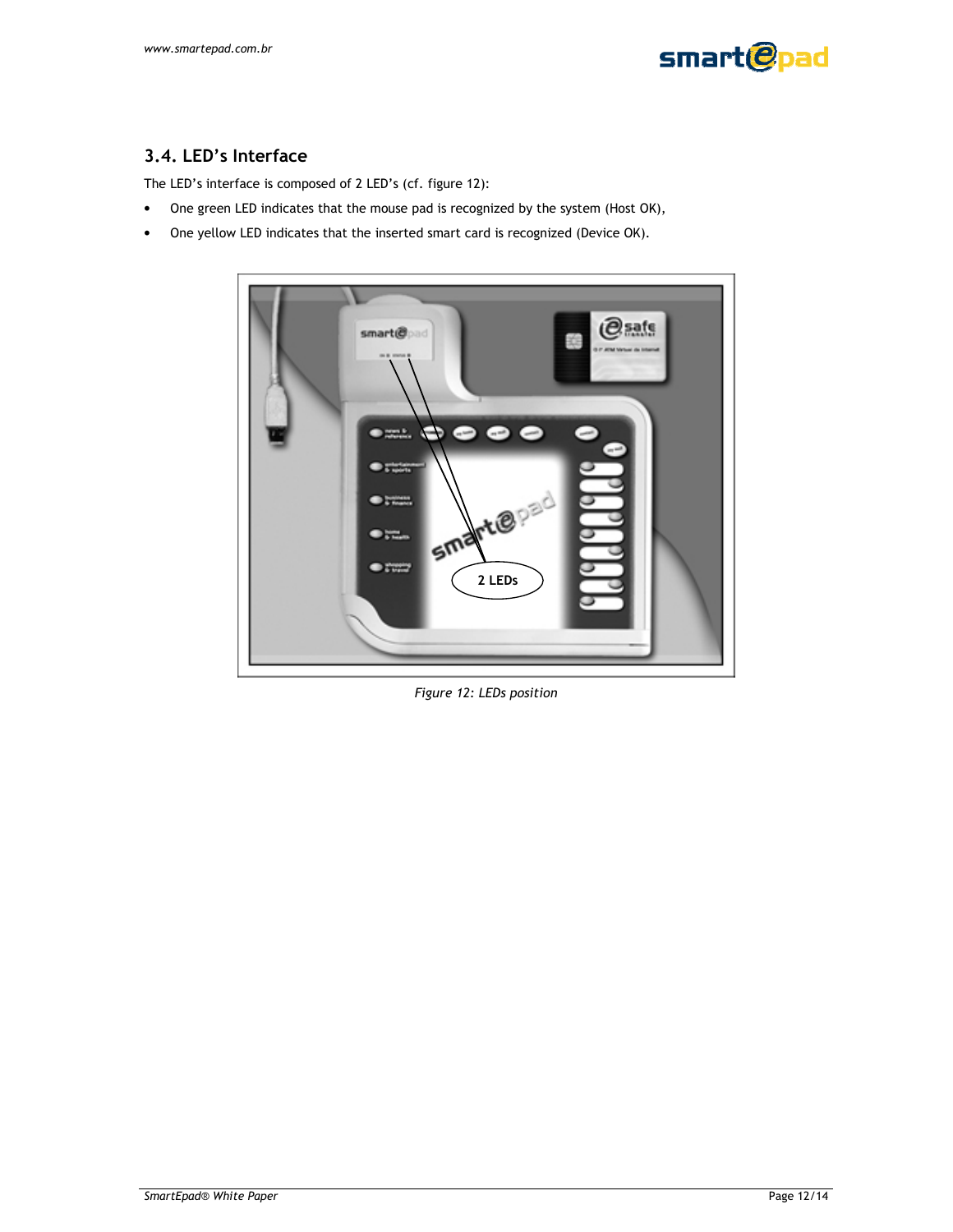### 3.4. LED's Interface

The LED's interface is composed of 2 LED's (cf. figure 12):

- One green LED indicates that the mouse pad is recognized by the system (Host OK),
- One yellow LED indicates that the inserted smart card is recognized (Device OK).

*Figure 12: LEDs position*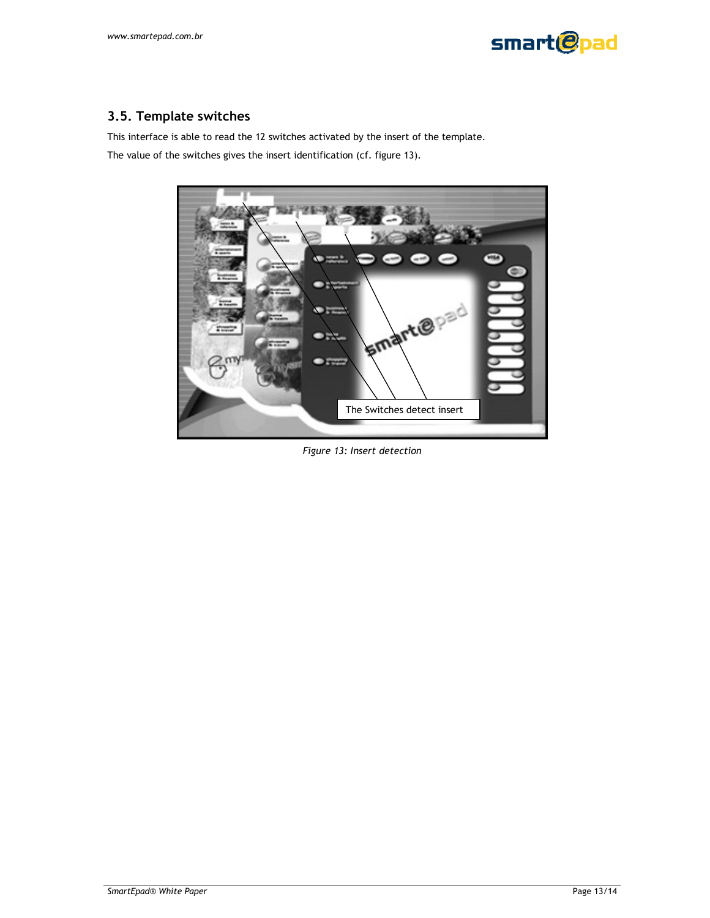## 3.5. Template switches

This interface is able to read the 12 switches activated by the insert of the template.

The value of the switches gives the insert identification (cf. figure 13).

*Figure 13: Insert detection*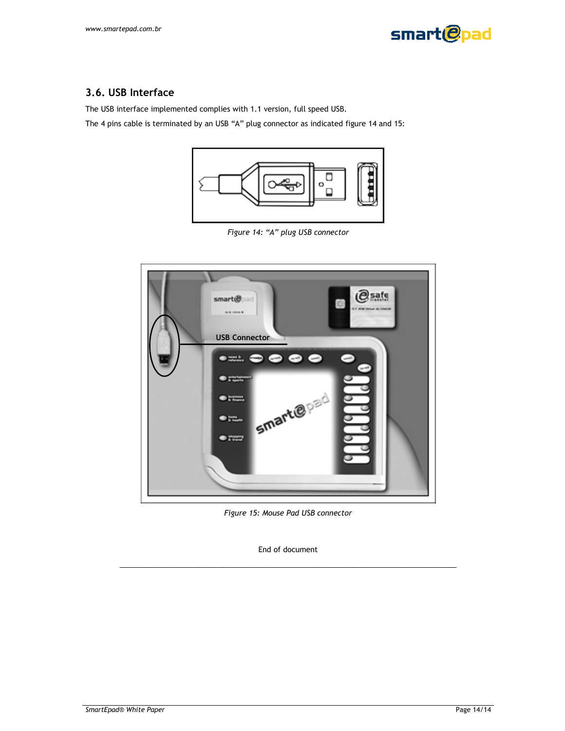## 3.6. USB Interface

The USB interface implemented complies with 1.1 version, full speed USB.

The 4 pins cable is terminated by an USB “A” plug connector as indicated figure 14 and 15:

*Figure 14: “A” plug USB connector*

*Figure 15: Mouse Pad USB connector*

End of document